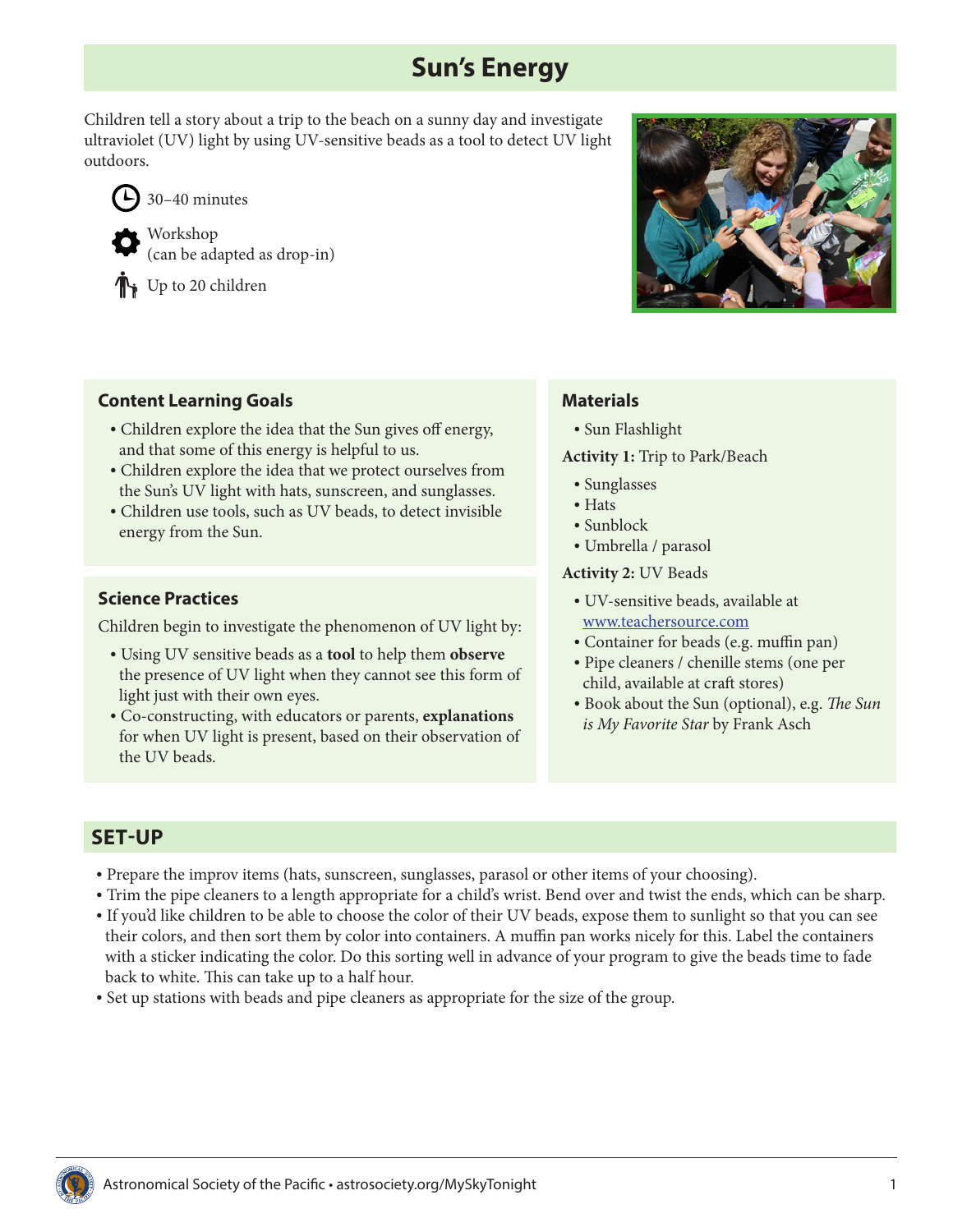# Sun's Energy

Children tell a story about a trip to the beach on a sunny day and investigate ultraviolet (UV) light by using UV-sensitive beads as a tool to detect UV light outdoors.

30–40 minutes

Workshop
(can be adapted as drop-in)

Up to 20 children

## Content Learning Goals

- Children explore the idea that the Sun gives off energy, and that some of this energy is helpful to us.
- Children explore the idea that we protect ourselves from the Sun's UV light with hats, sunscreen, and sunglasses.
- Children use tools, such as UV beads, to detect invisible energy from the Sun.

## Science Practices

Children begin to investigate the phenomenon of UV light by:

- Using UV sensitive beads as a **tool** to help them **observe** the presence of UV light when they cannot see this form of light just with their own eyes.
- Co-constructing, with educators or parents, **explanations** for when UV light is present, based on their observation of the UV beads.

## Materials

- Sun Flashlight

**Activity 1:** Trip to Park/Beach

- Sunglasses
- Hats
- Sunblock
- Umbrella / parasol

**Activity 2:** UV Beads

- UV-sensitive beads, available at www.teachersource.com
- Container for beads (e.g. muffin pan)
- Pipe cleaners / chenille stems (one per child, available at craft stores)
- Book about the Sun (optional), e.g. *The Sun is My Favorite Star* by Frank Asch

## SET-UP

- Prepare the improv items (hats, sunscreen, sunglasses, parasol or other items of your choosing).
- Trim the pipe cleaners to a length appropriate for a child's wrist. Bend over and twist the ends, which can be sharp.
- If you'd like children to be able to choose the color of their UV beads, expose them to sunlight so that you can see their colors, and then sort them by color into containers. A muffin pan works nicely for this. Label the containers with a sticker indicating the color. Do this sorting well in advance of your program to give the beads time to fade back to white. This can take up to a half hour.
- Set up stations with beads and pipe cleaners as appropriate for the size of the group.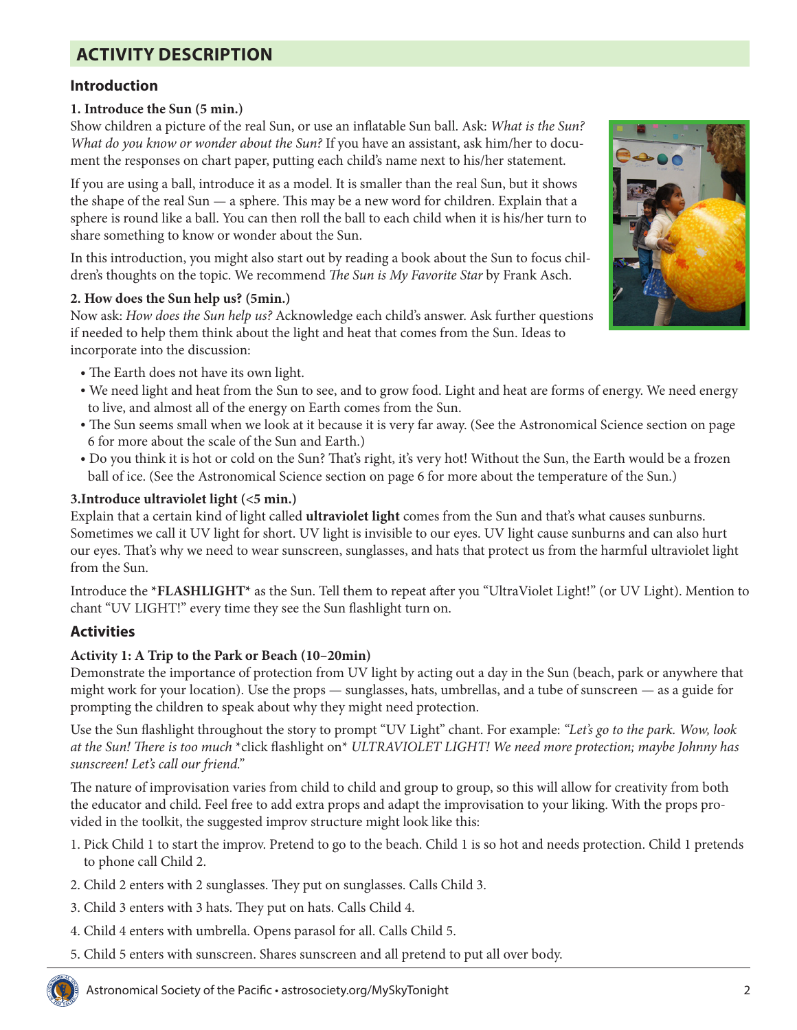## ACTIVITY DESCRIPTION

### Introduction

**1. Introduce the Sun (5 min.)**

Show children a picture of the real Sun, or use an inflatable Sun ball. Ask: *What is the Sun? What do you know or wonder about the Sun?* If you have an assistant, ask him/her to document the responses on chart paper, putting each child's name next to his/her statement.

If you are using a ball, introduce it as a model. It is smaller than the real Sun, but it shows the shape of the real Sun — a sphere. This may be a new word for children. Explain that a sphere is round like a ball. You can then roll the ball to each child when it is his/her turn to share something to know or wonder about the Sun.

In this introduction, you might also start out by reading a book about the Sun to focus children's thoughts on the topic. We recommend *The Sun is My Favorite Star* by Frank Asch.

**2. How does the Sun help us? (5min.)**

Now ask: *How does the Sun help us?* Acknowledge each child's answer. Ask further questions if needed to help them think about the light and heat that comes from the Sun. Ideas to incorporate into the discussion:

- The Earth does not have its own light.
- We need light and heat from the Sun to see, and to grow food. Light and heat are forms of energy. We need energy to live, and almost all of the energy on Earth comes from the Sun.
- The Sun seems small when we look at it because it is very far away. (See the Astronomical Science section on page 6 for more about the scale of the Sun and Earth.)
- Do you think it is hot or cold on the Sun? That's right, it's very hot! Without the Sun, the Earth would be a frozen ball of ice. (See the Astronomical Science section on page 6 for more about the temperature of the Sun.)

**3.Introduce ultraviolet light (<5 min.)**

Explain that a certain kind of light called **ultraviolet light** comes from the Sun and that's what causes sunburns. Sometimes we call it UV light for short. UV light is invisible to our eyes. UV light cause sunburns and can also hurt our eyes. That's why we need to wear sunscreen, sunglasses, and hats that protect us from the harmful ultraviolet light from the Sun.

Introduce the ***FLASHLIGHT*** as the Sun. Tell them to repeat after you "UltraViolet Light!" (or UV Light). Mention to chant "UV LIGHT!" every time they see the Sun flashlight turn on.

### Activities

**Activity 1: A Trip to the Park or Beach (10–20min)**

Demonstrate the importance of protection from UV light by acting out a day in the Sun (beach, park or anywhere that might work for your location). Use the props — sunglasses, hats, umbrellas, and a tube of sunscreen — as a guide for prompting the children to speak about why they might need protection.

Use the Sun flashlight throughout the story to prompt "UV Light" chant. For example: *"Let's go to the park. Wow, look at the Sun! There is too much* *click flashlight on* *ULTRAVIOLET LIGHT! We need more protection; maybe Johnny has sunscreen! Let's call our friend."*

The nature of improvisation varies from child to child and group to group, so this will allow for creativity from both the educator and child. Feel free to add extra props and adapt the improvisation to your liking. With the props provided in the toolkit, the suggested improv structure might look like this:

1. Pick Child 1 to start the improv. Pretend to go to the beach. Child 1 is so hot and needs protection. Child 1 pretends to phone call Child 2.
2. Child 2 enters with 2 sunglasses. They put on sunglasses. Calls Child 3.
3. Child 3 enters with 3 hats. They put on hats. Calls Child 4.
4. Child 4 enters with umbrella. Opens parasol for all. Calls Child 5.
5. Child 5 enters with sunscreen. Shares sunscreen and all pretend to put all over body.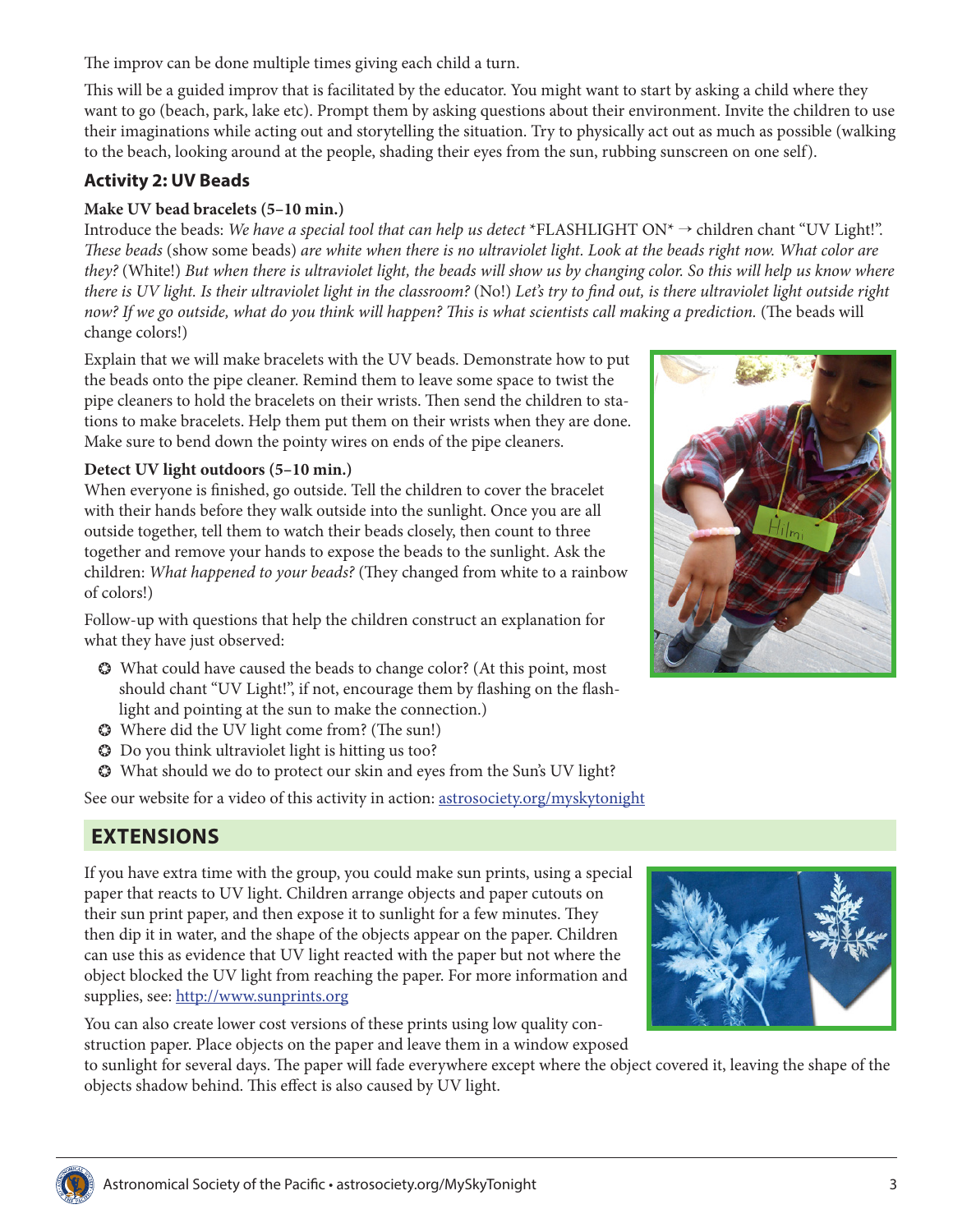The improv can be done multiple times giving each child a turn.

This will be a guided improv that is facilitated by the educator. You might want to start by asking a child where they want to go (beach, park, lake etc). Prompt them by asking questions about their environment. Invite the children to use their imaginations while acting out and storytelling the situation. Try to physically act out as much as possible (walking to the beach, looking around at the people, shading their eyes from the sun, rubbing sunscreen on one self).

### Activity 2: UV Beads

**Make UV bead bracelets (5–10 min.)**

Introduce the beads: *We have a special tool that can help us detect* *FLASHLIGHT ON* → children chant "UV Light!". *These beads* (show some beads) *are white when there is no ultraviolet light. Look at the beads right now. What color are they?* (White!) *But when there is ultraviolet light, the beads will show us by changing color. So this will help us know where there is UV light. Is their ultraviolet light in the classroom?* (No!) *Let's try to find out, is there ultraviolet light outside right now? If we go outside, what do you think will happen? This is what scientists call making a prediction.* (The beads will change colors!)

Explain that we will make bracelets with the UV beads. Demonstrate how to put the beads onto the pipe cleaner. Remind them to leave some space to twist the pipe cleaners to hold the bracelets on their wrists. Then send the children to stations to make bracelets. Help them put them on their wrists when they are done. Make sure to bend down the pointy wires on ends of the pipe cleaners.

**Detect UV light outdoors (5–10 min.)**

When everyone is finished, go outside. Tell the children to cover the bracelet with their hands before they walk outside into the sunlight. Once you are all outside together, tell them to watch their beads closely, then count to three together and remove your hands to expose the beads to the sunlight. Ask the children: *What happened to your beads?* (They changed from white to a rainbow of colors!)

Follow-up with questions that help the children construct an explanation for what they have just observed:

- What could have caused the beads to change color? (At this point, most should chant "UV Light!", if not, encourage them by flashing on the flashlight and pointing at the sun to make the connection.)
- Where did the UV light come from? (The sun!)
- Do you think ultraviolet light is hitting us too?
- What should we do to protect our skin and eyes from the Sun's UV light?

See our website for a video of this activity in action: astrosociety.org/myskytonight

## EXTENSIONS

If you have extra time with the group, you could make sun prints, using a special paper that reacts to UV light. Children arrange objects and paper cutouts on their sun print paper, and then expose it to sunlight for a few minutes. They then dip it in water, and the shape of the objects appear on the paper. Children can use this as evidence that UV light reacted with the paper but not where the object blocked the UV light from reaching the paper. For more information and supplies, see: http://www.sunprints.org

You can also create lower cost versions of these prints using low quality construction paper. Place objects on the paper and leave them in a window exposed to sunlight for several days. The paper will fade everywhere except where the object covered it, leaving the shape of the objects shadow behind. This effect is also caused by UV light.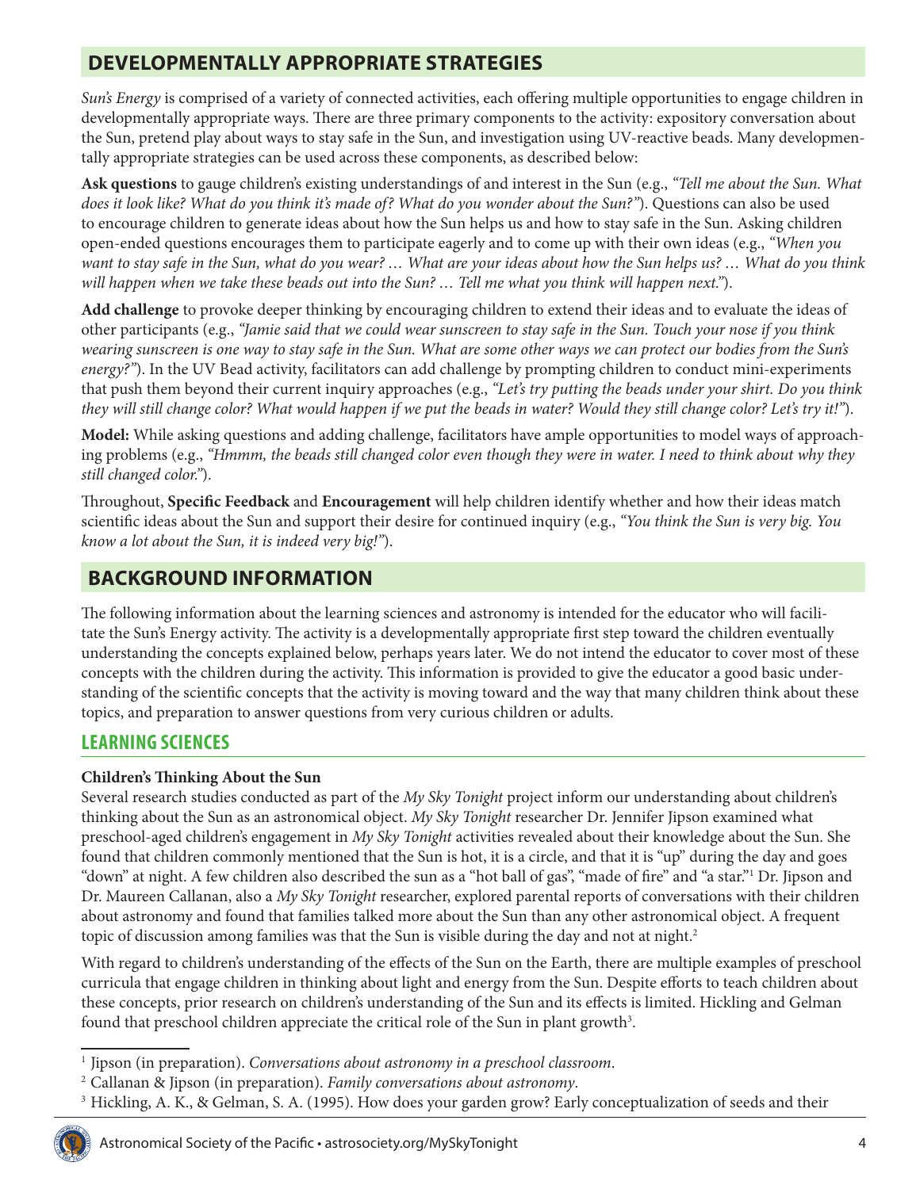## DEVELOPMENTALLY APPROPRIATE STRATEGIES

*Sun's Energy* is comprised of a variety of connected activities, each offering multiple opportunities to engage children in developmentally appropriate ways. There are three primary components to the activity: expository conversation about the Sun, pretend play about ways to stay safe in the Sun, and investigation using UV-reactive beads. Many developmentally appropriate strategies can be used across these components, as described below:

**Ask questions** to gauge children's existing understandings of and interest in the Sun (e.g., *"Tell me about the Sun. What does it look like? What do you think it's made of? What do you wonder about the Sun?"*). Questions can also be used to encourage children to generate ideas about how the Sun helps us and how to stay safe in the Sun. Asking children open-ended questions encourages them to participate eagerly and to come up with their own ideas (e.g., *"When you want to stay safe in the Sun, what do you wear? … What are your ideas about how the Sun helps us? … What do you think will happen when we take these beads out into the Sun? … Tell me what you think will happen next."*).

**Add challenge** to provoke deeper thinking by encouraging children to extend their ideas and to evaluate the ideas of other participants (e.g., *"Jamie said that we could wear sunscreen to stay safe in the Sun. Touch your nose if you think wearing sunscreen is one way to stay safe in the Sun. What are some other ways we can protect our bodies from the Sun's energy?"*). In the UV Bead activity, facilitators can add challenge by prompting children to conduct mini-experiments that push them beyond their current inquiry approaches (e.g., *"Let's try putting the beads under your shirt. Do you think they will still change color? What would happen if we put the beads in water? Would they still change color? Let's try it!"*).

**Model:** While asking questions and adding challenge, facilitators have ample opportunities to model ways of approaching problems (e.g., *"Hmmm, the beads still changed color even though they were in water. I need to think about why they still changed color."*).

Throughout, **Specific Feedback** and **Encouragement** will help children identify whether and how their ideas match scientific ideas about the Sun and support their desire for continued inquiry (e.g., *"You think the Sun is very big. You know a lot about the Sun, it is indeed very big!"*).

## BACKGROUND INFORMATION

The following information about the learning sciences and astronomy is intended for the educator who will facilitate the Sun's Energy activity. The activity is a developmentally appropriate first step toward the children eventually understanding the concepts explained below, perhaps years later. We do not intend the educator to cover most of these concepts with the children during the activity. This information is provided to give the educator a good basic understanding of the scientific concepts that the activity is moving toward and the way that many children think about these topics, and preparation to answer questions from very curious children or adults.

### LEARNING SCIENCES

**Children's Thinking About the Sun**

Several research studies conducted as part of the *My Sky Tonight* project inform our understanding about children's thinking about the Sun as an astronomical object. *My Sky Tonight* researcher Dr. Jennifer Jipson examined what preschool-aged children's engagement in *My Sky Tonight* activities revealed about their knowledge about the Sun. She found that children commonly mentioned that the Sun is hot, it is a circle, and that it is "up" during the day and goes "down" at night. A few children also described the sun as a "hot ball of gas", "made of fire" and "a star."[1] Dr. Jipson and Dr. Maureen Callanan, also a *My Sky Tonight* researcher, explored parental reports of conversations with their children about astronomy and found that families talked more about the Sun than any other astronomical object. A frequent topic of discussion among families was that the Sun is visible during the day and not at night.[2]

With regard to children's understanding of the effects of the Sun on the Earth, there are multiple examples of preschool curricula that engage children in thinking about light and energy from the Sun. Despite efforts to teach children about these concepts, prior research on children's understanding of the Sun and its effects is limited. Hickling and Gelman found that preschool children appreciate the critical role of the Sun in plant growth[3].

[1] Jipson (in preparation). *Conversations about astronomy in a preschool classroom*.

[2] Callanan & Jipson (in preparation). *Family conversations about astronomy*.

[3] Hickling, A. K., & Gelman, S. A. (1995). How does your garden grow? Early conceptualization of seeds and their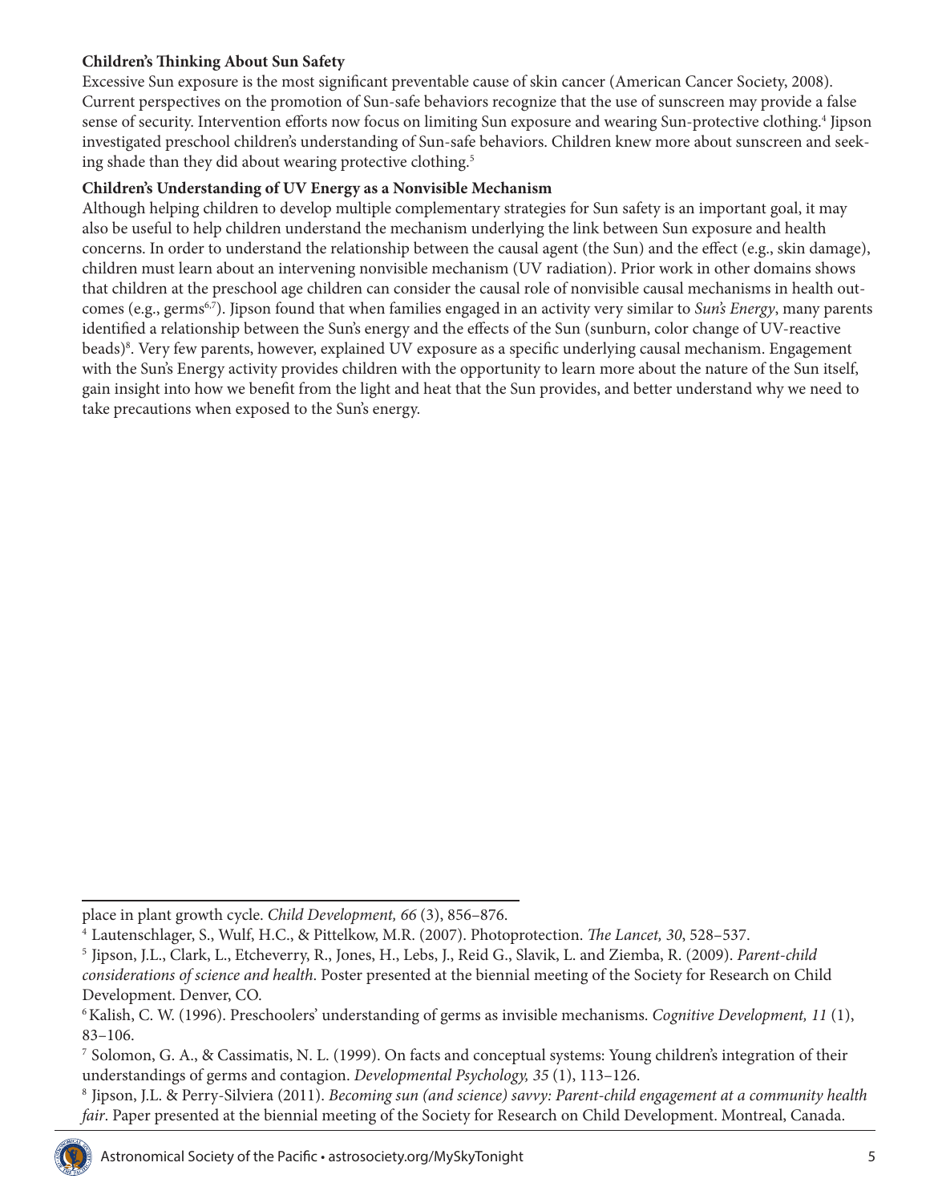**Children's Thinking About Sun Safety**

Excessive Sun exposure is the most significant preventable cause of skin cancer (American Cancer Society, 2008). Current perspectives on the promotion of Sun-safe behaviors recognize that the use of sunscreen may provide a false sense of security. Intervention efforts now focus on limiting Sun exposure and wearing Sun-protective clothing.[4] Jipson investigated preschool children's understanding of Sun-safe behaviors. Children knew more about sunscreen and seeking shade than they did about wearing protective clothing.[5]

**Children's Understanding of UV Energy as a Nonvisible Mechanism**

Although helping children to develop multiple complementary strategies for Sun safety is an important goal, it may also be useful to help children understand the mechanism underlying the link between Sun exposure and health concerns. In order to understand the relationship between the causal agent (the Sun) and the effect (e.g., skin damage), children must learn about an intervening nonvisible mechanism (UV radiation). Prior work in other domains shows that children at the preschool age children can consider the causal role of nonvisible causal mechanisms in health outcomes (e.g., germs[6,7]). Jipson found that when families engaged in an activity very similar to *Sun's Energy*, many parents identified a relationship between the Sun's energy and the effects of the Sun (sunburn, color change of UV-reactive beads)[8]. Very few parents, however, explained UV exposure as a specific underlying causal mechanism. Engagement with the Sun's Energy activity provides children with the opportunity to learn more about the nature of the Sun itself, gain insight into how we benefit from the light and heat that the Sun provides, and better understand why we need to take precautions when exposed to the Sun's energy.

---

place in plant growth cycle. *Child Development, 66* (3), 856–876.

[4] Lautenschlager, S., Wulf, H.C., & Pittelkow, M.R. (2007). Photoprotection. *The Lancet, 30*, 528–537.

[5] Jipson, J.L., Clark, L., Etcheverry, R., Jones, H., Lebs, J., Reid G., Slavik, L. and Ziemba, R. (2009). *Parent-child considerations of science and health*. Poster presented at the biennial meeting of the Society for Research on Child Development. Denver, CO.

[6] Kalish, C. W. (1996). Preschoolers' understanding of germs as invisible mechanisms. *Cognitive Development, 11* (1), 83–106.

[7] Solomon, G. A., & Cassimatis, N. L. (1999). On facts and conceptual systems: Young children's integration of their understandings of germs and contagion. *Developmental Psychology, 35* (1), 113–126.

[8] Jipson, J.L. & Perry-Silviera (2011). *Becoming sun (and science) savvy: Parent-child engagement at a community health fair*. Paper presented at the biennial meeting of the Society for Research on Child Development. Montreal, Canada.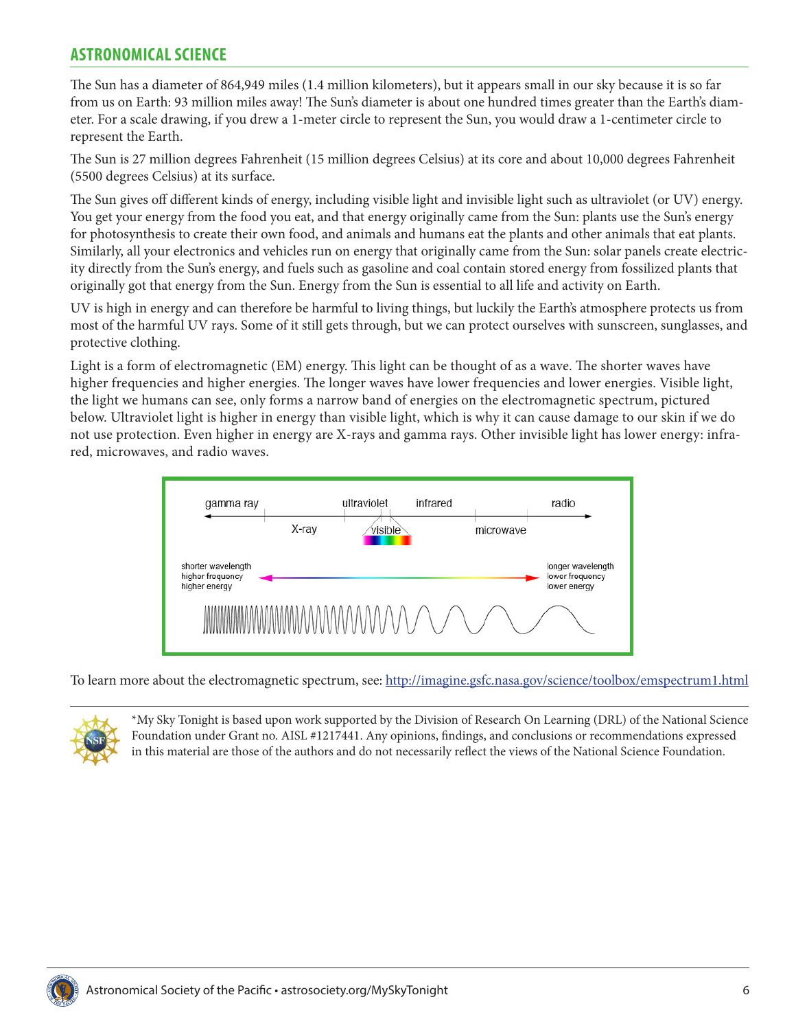## ASTRONOMICAL SCIENCE

The Sun has a diameter of 864,949 miles (1.4 million kilometers), but it appears small in our sky because it is so far from us on Earth: 93 million miles away! The Sun's diameter is about one hundred times greater than the Earth's diameter. For a scale drawing, if you drew a 1-meter circle to represent the Sun, you would draw a 1-centimeter circle to represent the Earth.

The Sun is 27 million degrees Fahrenheit (15 million degrees Celsius) at its core and about 10,000 degrees Fahrenheit (5500 degrees Celsius) at its surface.

The Sun gives off different kinds of energy, including visible light and invisible light such as ultraviolet (or UV) energy. You get your energy from the food you eat, and that energy originally came from the Sun: plants use the Sun's energy for photosynthesis to create their own food, and animals and humans eat the plants and other animals that eat plants. Similarly, all your electronics and vehicles run on energy that originally came from the Sun: solar panels create electricity directly from the Sun's energy, and fuels such as gasoline and coal contain stored energy from fossilized plants that originally got that energy from the Sun. Energy from the Sun is essential to all life and activity on Earth.

UV is high in energy and can therefore be harmful to living things, but luckily the Earth's atmosphere protects us from most of the harmful UV rays. Some of it still gets through, but we can protect ourselves with sunscreen, sunglasses, and protective clothing.

Light is a form of electromagnetic (EM) energy. This light can be thought of as a wave. The shorter waves have higher frequencies and higher energies. The longer waves have lower frequencies and lower energies. Visible light, the light we humans can see, only forms a narrow band of energies on the electromagnetic spectrum, pictured below. Ultraviolet light is higher in energy than visible light, which is why it can cause damage to our skin if we do not use protection. Even higher in energy are X-rays and gamma rays. Other invisible light has lower energy: infrared, microwaves, and radio waves.

gamma ray
X-ray
ultraviolet
visible
infrared
microwave
radio

shorter wavelength
higher frequency
higher energy

longer wavelength
lower frequency
lower energy

To learn more about the electromagnetic spectrum, see: http://imagine.gsfc.nasa.gov/science/toolbox/emspectrum1.html

*My Sky Tonight is based upon work supported by the Division of Research On Learning (DRL) of the National Science Foundation under Grant no. AISL #1217441. Any opinions, findings, and conclusions or recommendations expressed in this material are those of the authors and do not necessarily reflect the views of the National Science Foundation.